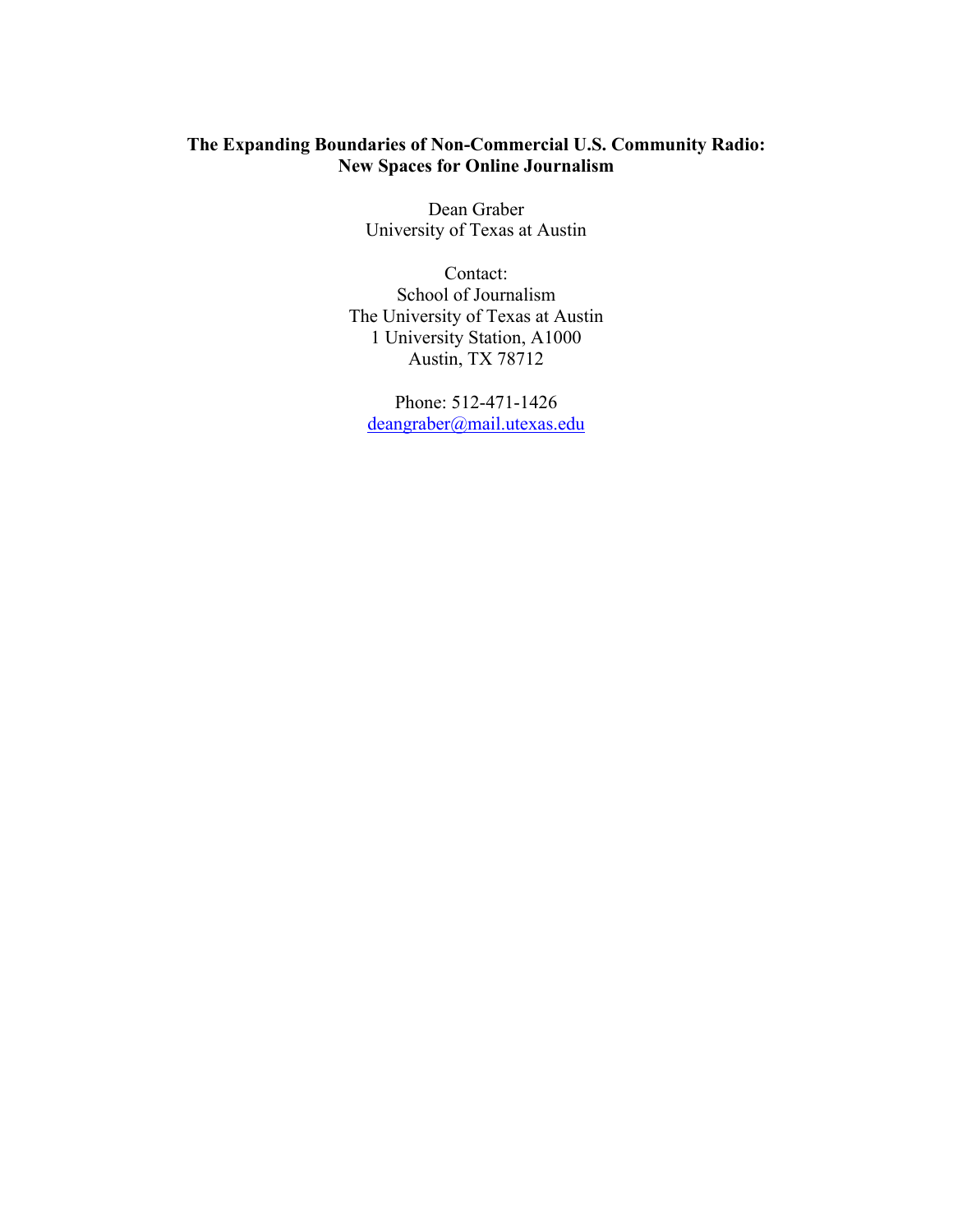# The Expanding Boundaries of Non-Commercial U.S. Community Radio: New Spaces for Online Journalism

Dean Graber
University of Texas at Austin

Contact:
School of Journalism
The University of Texas at Austin
1 University Station, A1000
Austin, TX 78712

Phone: 512-471-1426
deangraber@mail.utexas.edu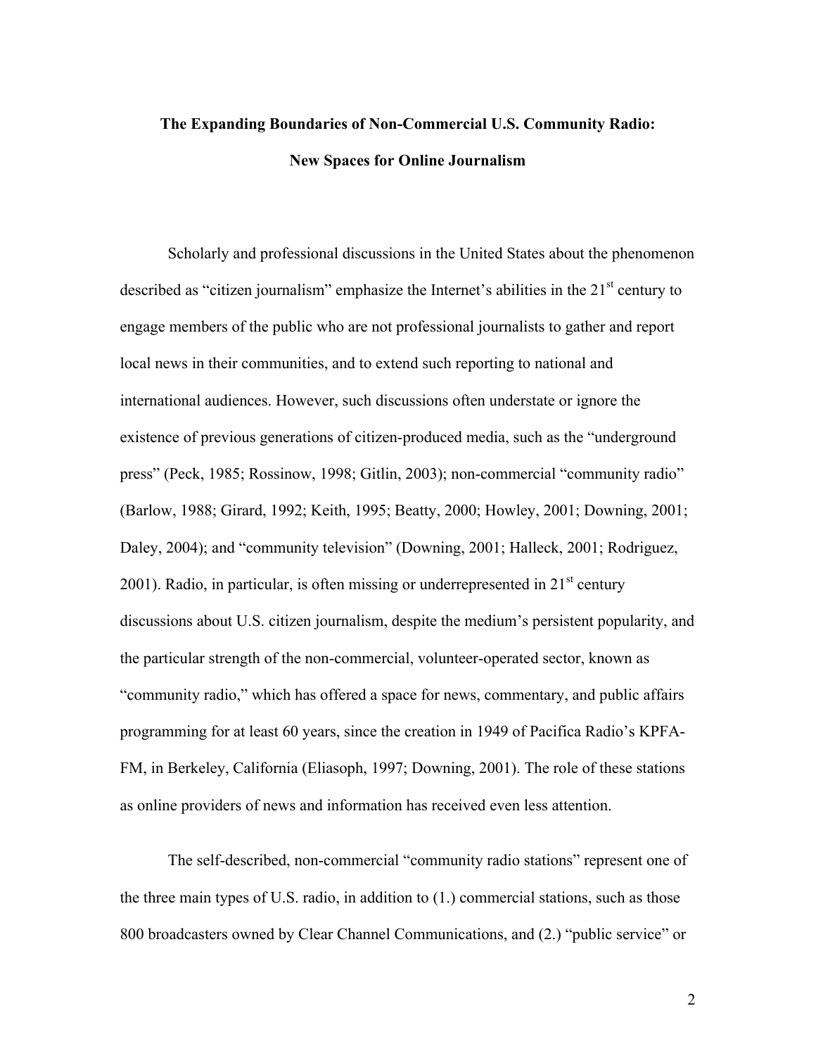**The Expanding Boundaries of Non-Commercial U.S. Community Radio:**

**New Spaces for Online Journalism**

Scholarly and professional discussions in the United States about the phenomenon described as "citizen journalism" emphasize the Internet's abilities in the 21st century to engage members of the public who are not professional journalists to gather and report local news in their communities, and to extend such reporting to national and international audiences. However, such discussions often understate or ignore the existence of previous generations of citizen-produced media, such as the "underground press" (Peck, 1985; Rossinow, 1998; Gitlin, 2003); non-commercial "community radio" (Barlow, 1988; Girard, 1992; Keith, 1995; Beatty, 2000; Howley, 2001; Downing, 2001; Daley, 2004); and "community television" (Downing, 2001; Halleck, 2001; Rodriguez, 2001). Radio, in particular, is often missing or underrepresented in 21st century discussions about U.S. citizen journalism, despite the medium's persistent popularity, and the particular strength of the non-commercial, volunteer-operated sector, known as "community radio," which has offered a space for news, commentary, and public affairs programming for at least 60 years, since the creation in 1949 of Pacifica Radio's KPFA-FM, in Berkeley, California (Eliasoph, 1997; Downing, 2001). The role of these stations as online providers of news and information has received even less attention.

The self-described, non-commercial "community radio stations" represent one of the three main types of U.S. radio, in addition to (1.) commercial stations, such as those 800 broadcasters owned by Clear Channel Communications, and (2.) "public service" or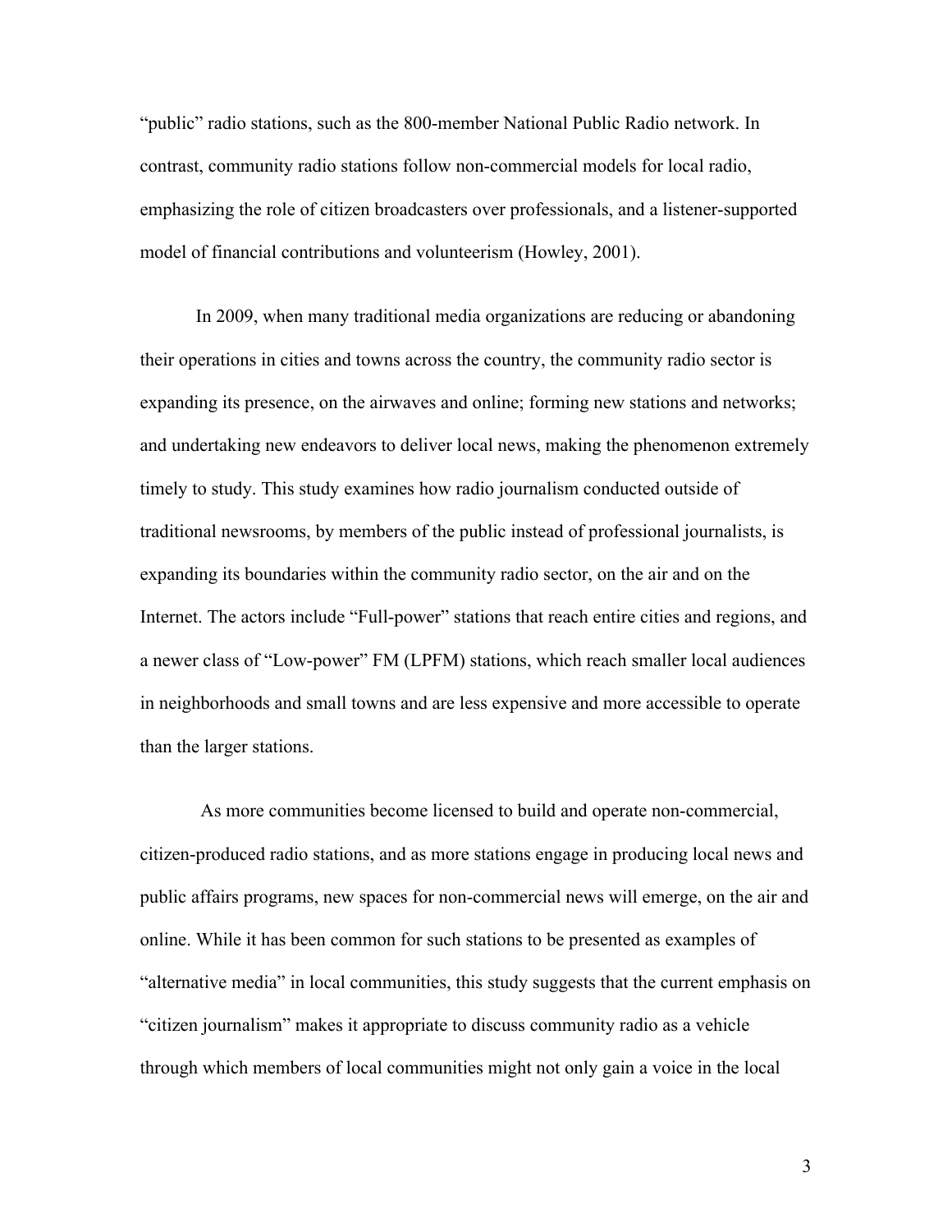"public" radio stations, such as the 800-member National Public Radio network. In contrast, community radio stations follow non-commercial models for local radio, emphasizing the role of citizen broadcasters over professionals, and a listener-supported model of financial contributions and volunteerism (Howley, 2001).

In 2009, when many traditional media organizations are reducing or abandoning their operations in cities and towns across the country, the community radio sector is expanding its presence, on the airwaves and online; forming new stations and networks; and undertaking new endeavors to deliver local news, making the phenomenon extremely timely to study. This study examines how radio journalism conducted outside of traditional newsrooms, by members of the public instead of professional journalists, is expanding its boundaries within the community radio sector, on the air and on the Internet. The actors include "Full-power" stations that reach entire cities and regions, and a newer class of "Low-power" FM (LPFM) stations, which reach smaller local audiences in neighborhoods and small towns and are less expensive and more accessible to operate than the larger stations.

As more communities become licensed to build and operate non-commercial, citizen-produced radio stations, and as more stations engage in producing local news and public affairs programs, new spaces for non-commercial news will emerge, on the air and online. While it has been common for such stations to be presented as examples of "alternative media" in local communities, this study suggests that the current emphasis on "citizen journalism" makes it appropriate to discuss community radio as a vehicle through which members of local communities might not only gain a voice in the local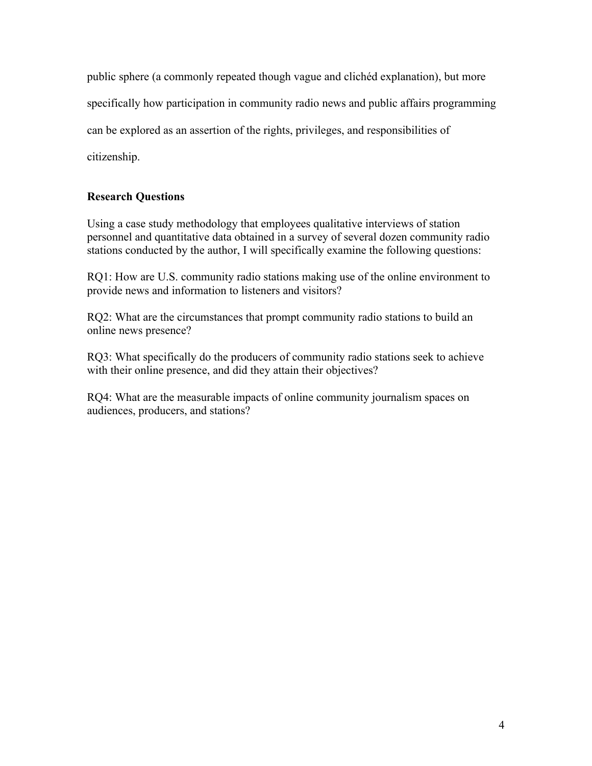public sphere (a commonly repeated though vague and clichéd explanation), but more specifically how participation in community radio news and public affairs programming can be explored as an assertion of the rights, privileges, and responsibilities of citizenship.

## Research Questions

Using a case study methodology that employees qualitative interviews of station personnel and quantitative data obtained in a survey of several dozen community radio stations conducted by the author, I will specifically examine the following questions:

RQ1: How are U.S. community radio stations making use of the online environment to provide news and information to listeners and visitors?

RQ2: What are the circumstances that prompt community radio stations to build an online news presence?

RQ3: What specifically do the producers of community radio stations seek to achieve with their online presence, and did they attain their objectives?

RQ4: What are the measurable impacts of online community journalism spaces on audiences, producers, and stations?